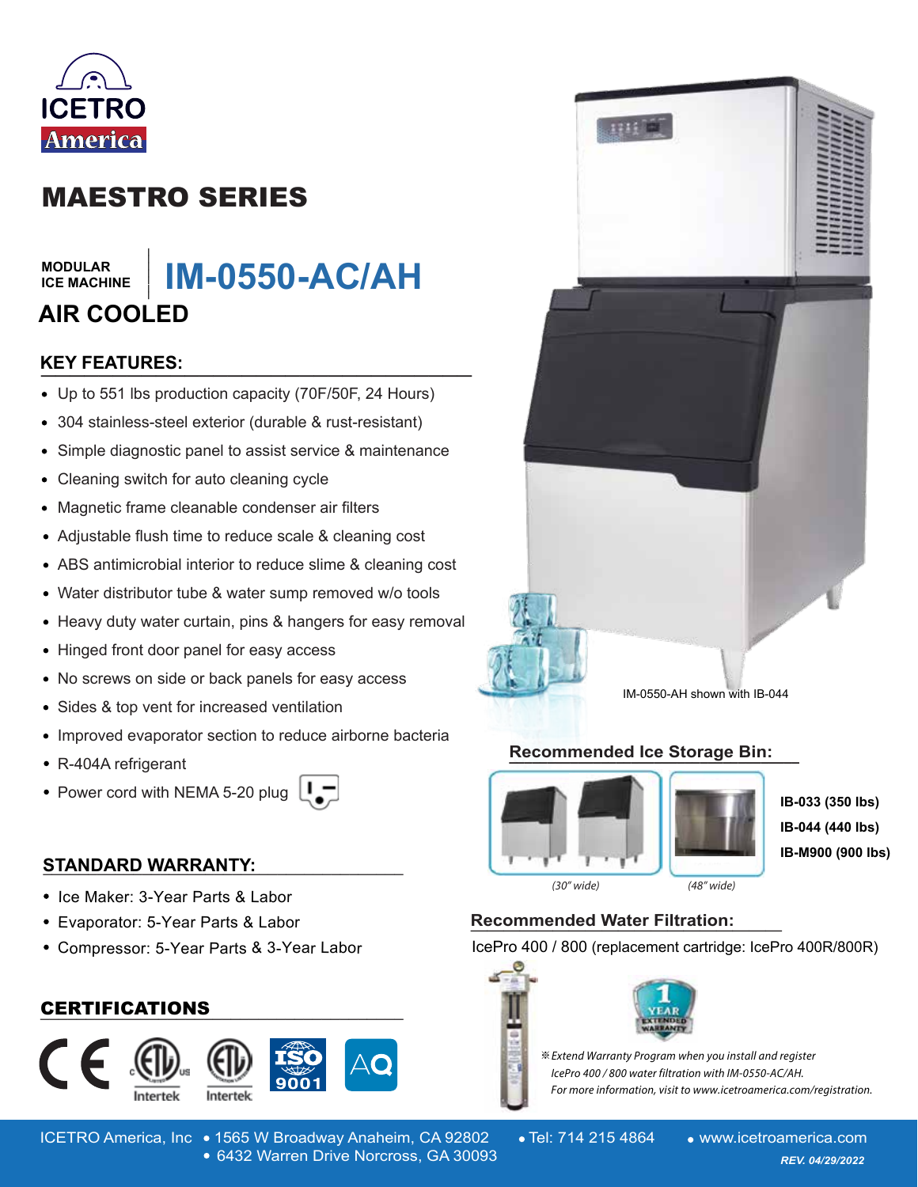ICETRO America

# MAESTRO SERIES

MODULAR ICE MACHINE

# IM-0550-AC/AH

## AIR COOLED

### KEY FEATURES:

- Up to 551 lbs production capacity (70F/50F, 24 Hours)
- 304 stainless-steel exterior (durable & rust-resistant)
- Simple diagnostic panel to assist service & maintenance
- Cleaning switch for auto cleaning cycle
- Magnetic frame cleanable condenser air filters
- Adjustable flush time to reduce scale & cleaning cost
- ABS antimicrobial interior to reduce slime & cleaning cost
- Water distributor tube & water sump removed w/o tools
- Heavy duty water curtain, pins & hangers for easy removal
- Hinged front door panel for easy access
- No screws on side or back panels for easy access
- Sides & top vent for increased ventilation
- Improved evaporator section to reduce airborne bacteria
- R-404A refrigerant
- Power cord with NEMA 5-20 plug

### STANDARD WARRANTY:

- Ice Maker: 3-Year Parts & Labor
- Evaporator: 5-Year Parts & Labor
- Compressor: 5-Year Parts & 3-Year Labor

### CERTIFICATIONS

CE, Intertek, Intertek, ISO 9001, AQ

IM-0550-AH shown with IB-044

### Recommended Ice Storage Bin:

(30" wide) (48" wide)

**IB-033 (350 lbs)**
**IB-044 (440 lbs)**
**IB-M900 (900 lbs)**

### Recommended Water Filtration:

IcePro 400 / 800 (replacement cartridge: IcePro 400R/800R)

1 YEAR EXTENDED WARRANTY

*※Extend Warranty Program when you install and register IcePro 400 / 800 water filtration with IM-0550-AC/AH. For more information, visit to www.icetroamerica.com/registration.*

ICETRO America, Inc • 1565 W Broadway Anaheim, CA 92802 • 6432 Warren Drive Norcross, GA 30093 • Tel: 714 215 4864 • www.icetroamerica.com

*REV. 04/29/2022*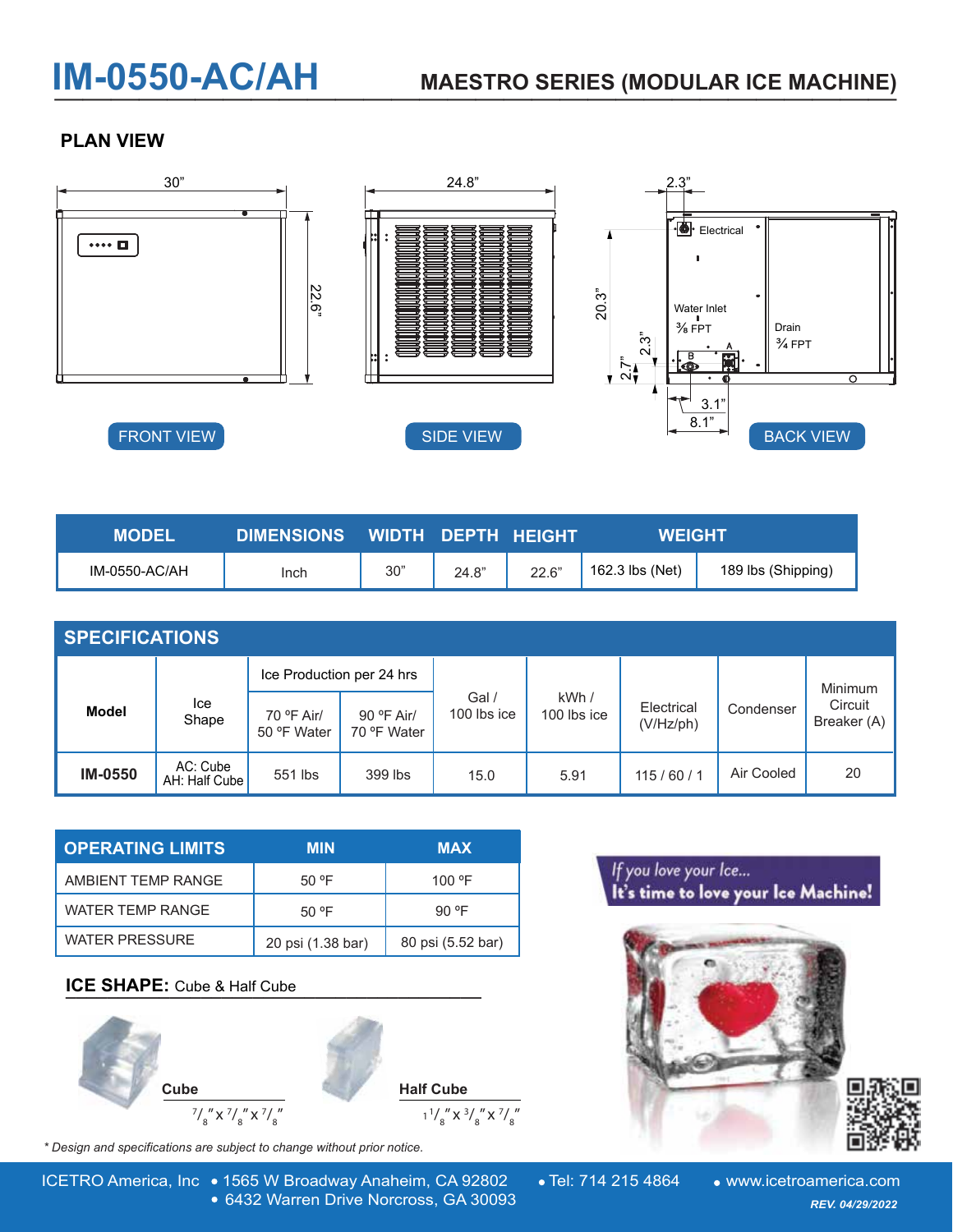# IM-0550-AC/AH

## MAESTRO SERIES (MODULAR ICE MACHINE)

### PLAN VIEW

30”

22.6”

FRONT VIEW

24.8”

SIDE VIEW

2.3”

Electrical

Water Inlet
3/8 FPT

Drain
3/4 FPT

20.3”

2.3”

2.7”

3.1”

8.1”

BACK VIEW

| MODEL | DIMENSIONS | WIDTH | DEPTH | HEIGHT | WEIGHT | |
|---|---|---|---|---|---|---|
| IM-0550-AC/AH | Inch | 30” | 24.8” | 22.6” | 162.3 lbs (Net) | 189 lbs (Shipping) |

### SPECIFICATIONS

| Model | Ice Shape | Ice Production per 24 hrs | | Gal / 100 lbs ice | kWh / 100 lbs ice | Electrical (V/Hz/ph) | Condenser | Minimum Circuit Breaker (A) |
|---|---|---|---|---|---|---|---|---|
| | | 70 ºF Air/ 50 ºF Water | 90 ºF Air/ 70 ºF Water | | | | | |
| **IM-0550** | AC: Cube AH: Half Cube | 551 lbs | 399 lbs | 15.0 | 5.91 | 115 / 60 / 1 | Air Cooled | 20 |

| OPERATING LIMITS | MIN | MAX |
|---|---|---|
| AMBIENT TEMP RANGE | 50 ºF | 100 ºF |
| WATER TEMP RANGE | 50 ºF | 90 ºF |
| WATER PRESSURE | 20 psi (1.38 bar) | 80 psi (5.52 bar) |

**ICE SHAPE:** Cube & Half Cube

**Cube**
$^{7}/_{8}$” x $^{7}/_{8}$” x $^{7}/_{8}$”

**Half Cube**
$1^{1}/_{8}$” x $^{3}/_{8}$” x $^{7}/_{8}$”

*If you love your Ice...*
*It's time to love your Ice Machine!*

*\* Design and specifications are subject to change without prior notice.*

ICETRO America, Inc • 1565 W Broadway Anaheim, CA 92802 • 6432 Warren Drive Norcross, GA 30093 • Tel: 714 215 4864 • www.icetroamerica.com

*REV. 04/29/2022*